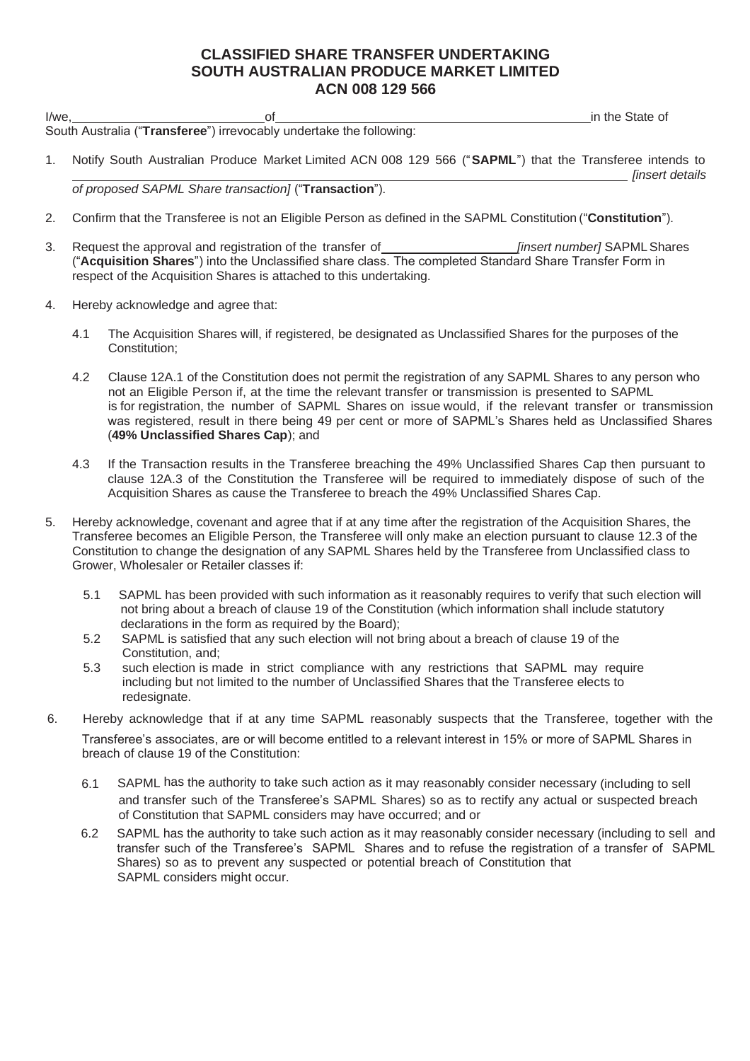# CLASSIFIED SHARE TRANSFER UNDERTAKING
# SOUTH AUSTRALIAN PRODUCE MARKET LIMITED
# ACN 008 129 566

I/we, ____________________________ of ______________________________________________ in the State of South Australia ("**Transferee**") irrevocably undertake the following:

1. Notify South Australian Produce Market Limited ACN 008 129 566 ("**SAPML**") that the Transferee intends to ______________________________________________ *[insert details of proposed SAPML Share transaction]* ("**Transaction**").

2. Confirm that the Transferee is not an Eligible Person as defined in the SAPML Constitution ("**Constitution**").

3. Request the approval and registration of the transfer of ____________________ *[insert number]* SAPML Shares ("**Acquisition Shares**") into the Unclassified share class. The completed Standard Share Transfer Form in respect of the Acquisition Shares is attached to this undertaking.

4. Hereby acknowledge and agree that:

   4.1 The Acquisition Shares will, if registered, be designated as Unclassified Shares for the purposes of the Constitution;

   4.2 Clause 12A.1 of the Constitution does not permit the registration of any SAPML Shares to any person who not an Eligible Person if, at the time the relevant transfer or transmission is presented to SAPML is for registration, the number of SAPML Shares on issue would, if the relevant transfer or transmission was registered, result in there being 49 per cent or more of SAPML's Shares held as Unclassified Shares (**49% Unclassified Shares Cap**); and

   4.3 If the Transaction results in the Transferee breaching the 49% Unclassified Shares Cap then pursuant to clause 12A.3 of the Constitution the Transferee will be required to immediately dispose of such of the Acquisition Shares as cause the Transferee to breach the 49% Unclassified Shares Cap.

5. Hereby acknowledge, covenant and agree that if at any time after the registration of the Acquisition Shares, the Transferee becomes an Eligible Person, the Transferee will only make an election pursuant to clause 12.3 of the Constitution to change the designation of any SAPML Shares held by the Transferee from Unclassified class to Grower, Wholesaler or Retailer classes if:

   5.1 SAPML has been provided with such information as it reasonably requires to verify that such election will not bring about a breach of clause 19 of the Constitution (which information shall include statutory declarations in the form as required by the Board);

   5.2 SAPML is satisfied that any such election will not bring about a breach of clause 19 of the Constitution, and;

   5.3 such election is made in strict compliance with any restrictions that SAPML may require including but not limited to the number of Unclassified Shares that the Transferee elects to redesignate.

6. Hereby acknowledge that if at any time SAPML reasonably suspects that the Transferee, together with the Transferee's associates, are or will become entitled to a relevant interest in 15% or more of SAPML Shares in breach of clause 19 of the Constitution:

   6.1 SAPML has the authority to take such action as it may reasonably consider necessary (including to sell and transfer such of the Transferee's SAPML Shares) so as to rectify any actual or suspected breach of Constitution that SAPML considers may have occurred; and or

   6.2 SAPML has the authority to take such action as it may reasonably consider necessary (including to sell and transfer such of the Transferee's SAPML Shares and to refuse the registration of a transfer of SAPML Shares) so as to prevent any suspected or potential breach of Constitution that SAPML considers might occur.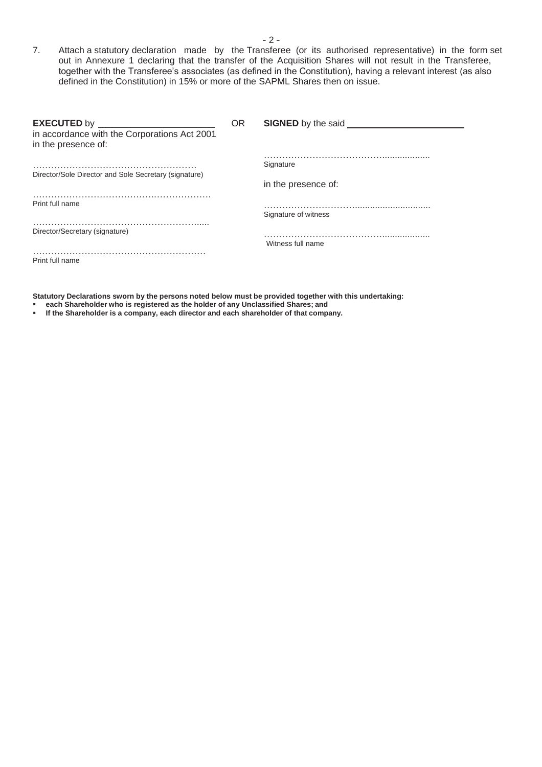7. Attach a statutory declaration made by the Transferee (or its authorised representative) in the form set out in Annexure 1 declaring that the transfer of the Acquisition Shares will not result in the Transferee, together with the Transferee's associates (as defined in the Constitution), having a relevant interest (as also defined in the Constitution) in 15% or more of the SAPML Shares then on issue.

| | | |
|---|---|---|
| **EXECUTED** by \_\_\_\_\_\_\_\_\_\_\_\_\_\_\_\_\_\_\_\_\_\_ in accordance with the Corporations Act 2001 in the presence of: | OR | **SIGNED** by the said \_\_\_\_\_\_\_\_\_\_\_\_\_\_\_\_\_\_\_\_\_\_ |
| ……………………………………………… Director/Sole Director and Sole Secretary (signature) | | ……………………………………................... Signature |
| ……………………………………………………… Print full name | | in the presence of: |
| ………………………………………………….... Director/Secretary (signature) | | ……………………………............................ Signature of witness |
| ………………………………………………… Print full name | | ……………………………………................... Witness full name |

**Statutory Declarations sworn by the persons noted below must be provided together with this undertaking:**

- **each Shareholder who is registered as the holder of any Unclassified Shares; and**
- **If the Shareholder is a company, each director and each shareholder of that company.**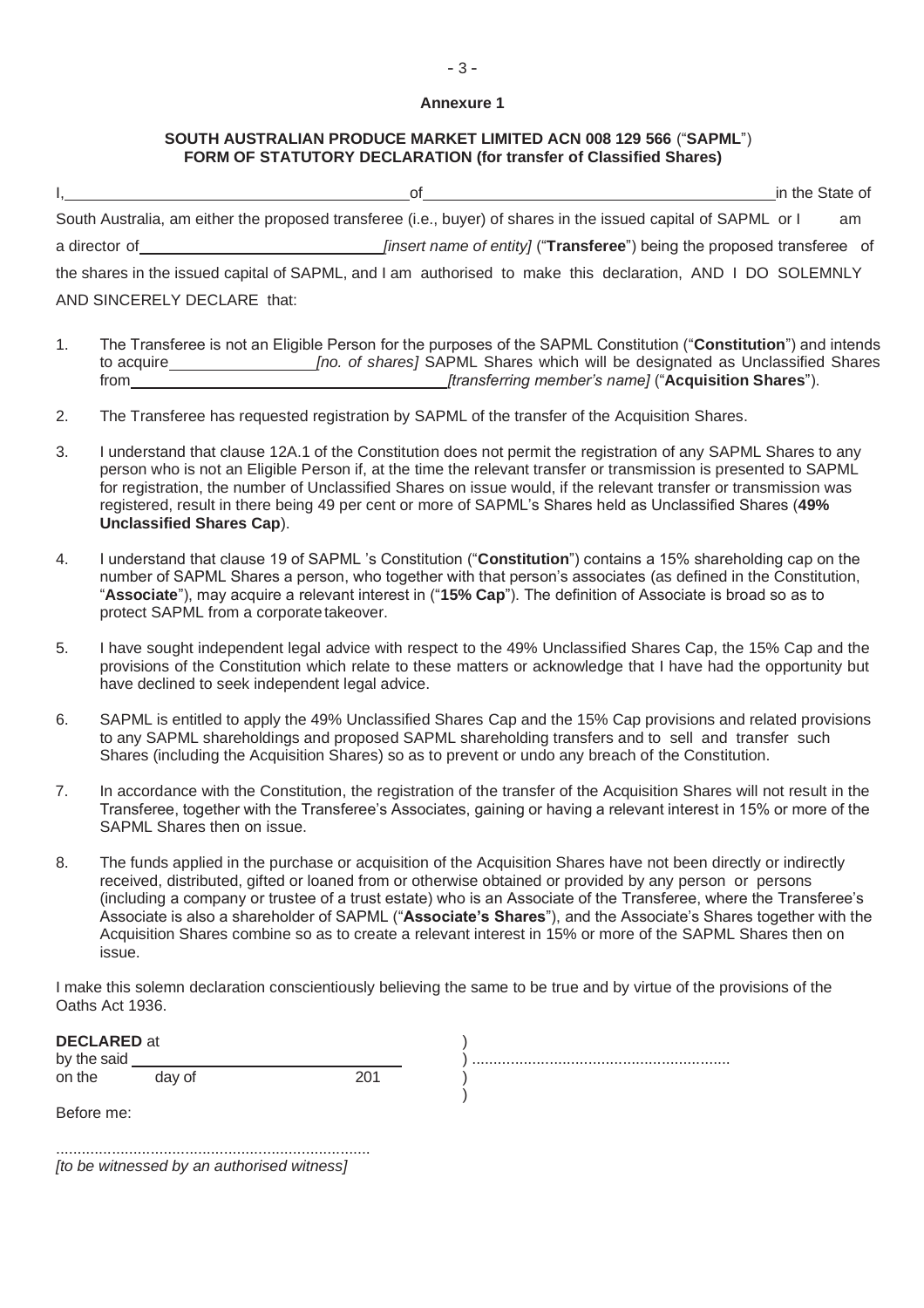**Annexure 1**

**SOUTH AUSTRALIAN PRODUCE MARKET LIMITED ACN 008 129 566** ("**SAPML**")
**FORM OF STATUTORY DECLARATION (for transfer of Classified Shares)**

I, \_\_\_\_\_\_\_\_\_\_\_\_\_\_\_\_\_\_\_\_\_\_\_\_\_\_\_\_ of \_\_\_\_\_\_\_\_\_\_\_\_\_\_\_\_\_\_\_\_\_\_\_\_\_\_\_\_ in the State of South Australia, am either the proposed transferee (i.e., buyer) of shares in the issued capital of SAPML or I am a director of \_\_\_\_\_\_\_\_\_\_\_\_\_\_\_\_\_\_\_\_ *[insert name of entity]* ("**Transferee**") being the proposed transferee of the shares in the issued capital of SAPML, and I am authorised to make this declaration, AND I DO SOLEMNLY AND SINCERELY DECLARE that:

1. The Transferee is not an Eligible Person for the purposes of the SAPML Constitution ("**Constitution**") and intends to acquire \_\_\_\_\_\_\_\_\_\_\_\_ *[no. of shares]* SAPML Shares which will be designated as Unclassified Shares from \_\_\_\_\_\_\_\_\_\_\_\_\_\_\_\_\_\_\_\_\_\_\_\_\_\_\_\_ *[transferring member's name]* ("**Acquisition Shares**").
2. The Transferee has requested registration by SAPML of the transfer of the Acquisition Shares.
3. I understand that clause 12A.1 of the Constitution does not permit the registration of any SAPML Shares to any person who is not an Eligible Person if, at the time the relevant transfer or transmission is presented to SAPML for registration, the number of Unclassified Shares on issue would, if the relevant transfer or transmission was registered, result in there being 49 per cent or more of SAPML's Shares held as Unclassified Shares (**49% Unclassified Shares Cap**).
4. I understand that clause 19 of SAPML 's Constitution ("**Constitution**") contains a 15% shareholding cap on the number of SAPML Shares a person, who together with that person's associates (as defined in the Constitution, "**Associate**"), may acquire a relevant interest in ("**15% Cap**"). The definition of Associate is broad so as to protect SAPML from a corporate takeover.
5. I have sought independent legal advice with respect to the 49% Unclassified Shares Cap, the 15% Cap and the provisions of the Constitution which relate to these matters or acknowledge that I have had the opportunity but have declined to seek independent legal advice.
6. SAPML is entitled to apply the 49% Unclassified Shares Cap and the 15% Cap provisions and related provisions to any SAPML shareholdings and proposed SAPML shareholding transfers and to sell and transfer such Shares (including the Acquisition Shares) so as to prevent or undo any breach of the Constitution.
7. In accordance with the Constitution, the registration of the transfer of the Acquisition Shares will not result in the Transferee, together with the Transferee's Associates, gaining or having a relevant interest in 15% or more of the SAPML Shares then on issue.
8. The funds applied in the purchase or acquisition of the Acquisition Shares have not been directly or indirectly received, distributed, gifted or loaned from or otherwise obtained or provided by any person or persons (including a company or trustee of a trust estate) who is an Associate of the Transferee, where the Transferee's Associate is also a shareholder of SAPML ("**Associate's Shares**"), and the Associate's Shares together with the Acquisition Shares combine so as to create a relevant interest in 15% or more of the SAPML Shares then on issue.

I make this solemn declaration conscientiously believing the same to be true and by virtue of the provisions of the Oaths Act 1936.

**DECLARED** at )
by the said \_\_\_\_\_\_\_\_\_\_\_\_\_\_\_\_\_\_\_\_ ) ............................................................
on the day of 201 )
)

Before me:

........................................................................
*[to be witnessed by an authorised witness]*